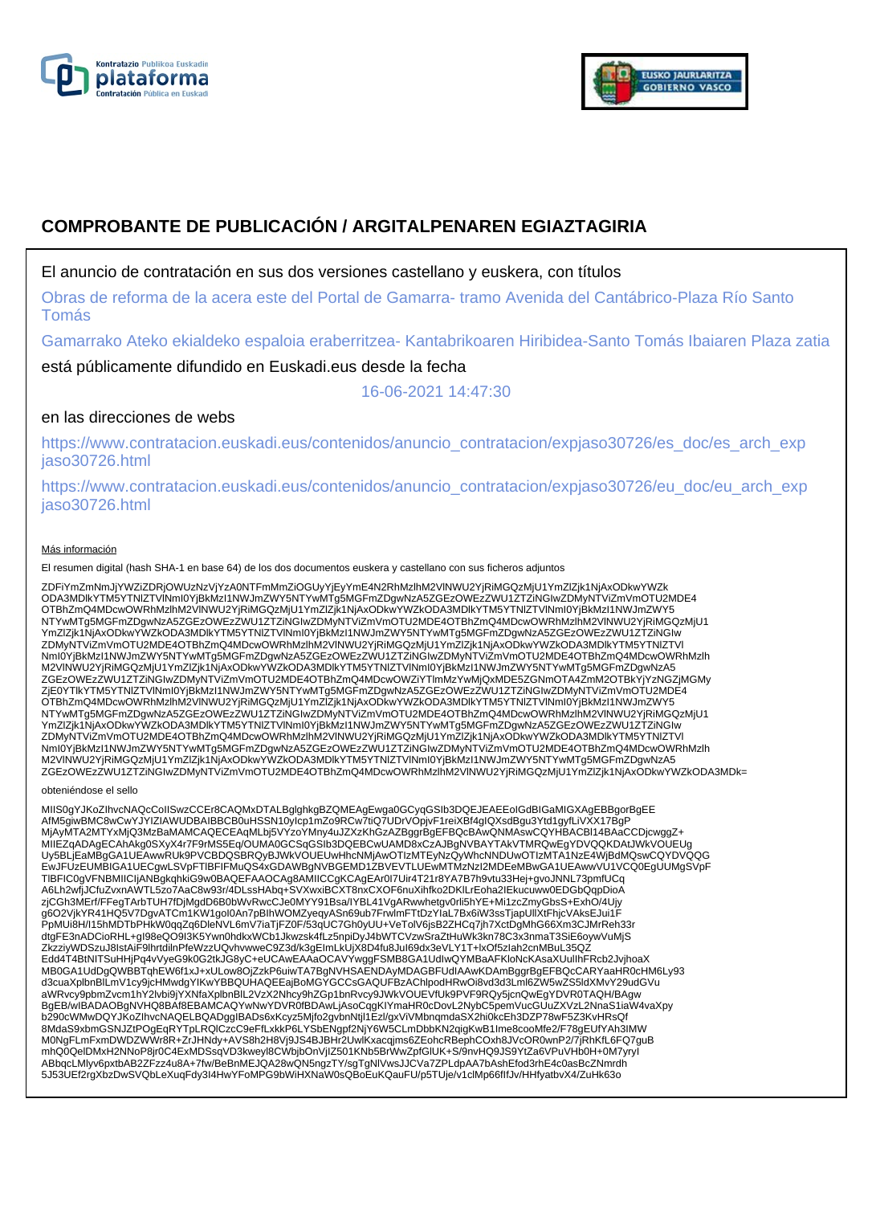# COMPROBANTE DE PUBLICACIÓN / ARGITALPENAREN EGIAZTAGIRIA

El anuncio de contratación en sus dos versiones castellano y euskera, con títulos

Obras de reforma de la acera este del Portal de Gamarra- tramo Avenida del Cantábrico-Plaza Río Santo Tomás

Gamarrako Ateko ekialdeko espaloia eraberritzea- Kantabrikoaren Hiribidea-Santo Tomás Ibaiaren Plaza zatia

está públicamente difundido en Euskadi.eus desde la fecha

16-06-2021 14:47:30

en las direcciones de webs

https://www.contratacion.euskadi.eus/contenidos/anuncio_contratacion/expjaso30726/es_doc/es_arch_expjaso30726.html

https://www.contratacion.euskadi.eus/contenidos/anuncio_contratacion/expjaso30726/eu_doc/eu_arch_expjaso30726.html

Más información

El resumen digital (hash SHA-1 en base 64) de los dos documentos euskera y castellano con sus ficheros adjuntos

ZDFiYmZmNmJjYWZiZDRjOWUzNzVjYzA0NTFmMmZiOGUyYjEyYmE4N2RhMzlhM2VlNWU2YjRiMGQzMjU1YmZlZjk1NjAxODkwYWZk
ODA3MDlkYTM5YTNlZTVlNmI0YjBkMzI1NWJmZWY5NTYwMTg5MGFmZDgwNzA5ZGEzOWEzZWU1ZTZiNGIwZDMyNTViZmVmOTU2MDE4
OTBhZmQ4MDcwOWRhMzlhM2VlNWU2YjRiMGQzMjU1YmZlZjk1NjAxODkwYWZkODA3MDlkYTM5YTNlZTVlNmI0YjBkMzI1NWJmZWY5
NTYwMTg5MGFmZDgwNzA5ZGEzOWEzZWU1ZTZiNGIwZDMyNTViZmVmOTU2MDE4OTBhZmQ4MDcwOWRhMzlhM2VlNWU2YjRiMGQzMjU1
YmZlZjk1NjAxODkwYWZkODA3MDlkYTM5YTNlZTVlNmI0YjBkMzI1NWJmZWY5NTYwMTg5MGFmZDgwNzA5ZGEzOWEzZWU1ZTZiNGIw
ZDMyNTViZmVmOTU2MDE4OTBhZmQ4MDcwOWRhMzlhM2VlNWU2YjRiMGQzMjU1YmZlZjk1NjAxODkwYWZkODA3MDlkYTM5YTNlZTVl
NmI0YjBkMzI1NWJmZWY5NTYwMTg5MGFmZDgwNzA5ZGEzOWEzZWU1ZTZiNGIwZDMyNTViZmVmOTU2MDE4OTBhZmQ4MDcwOWRhMzlh
M2VlNWU2YjRiMGQzMjU1YmZlZjk1NjAxODkwYWZkODA3MDlkYTM5YTNlZTVlNmI0YjBkMzI1NWJmZWY5NTYwMTg5MGFmZDgwNzA5
ZGEzOWEzZWU1ZTZiNGIwZDMyNTViZmVmOTU2MDE4OTBhZmQ4MDcwOWZiYTlmMzYwMjQxMDE5ZGNmOTA4ZmM2OTBkYjYzNGZjMGMy
ZjE0YTlkYTM5YTNlZTVlNmI0YjBkMzI1NWJmZWY5NTYwMTg5MGFmZDgwNzA5ZGEzOWEzZWU1ZTZiNGIwZDMyNTViZmVmOTU2MDE4
OTBhZmQ4MDcwOWRhMzlhM2VlNWU2YjRiMGQzMjU1YmZlZjk1NjAxODkwYWZkODA3MDlkYTM5YTNlZTVlNmI0YjBkMzI1NWJmZWY5
NTYwMTg5MGFmZDgwNzA5ZGEzOWEzZWU1ZTZiNGIwZDMyNTViZmVmOTU2MDE4OTBhZmQ4MDcwOWRhMzlhM2VlNWU2YjRiMGQzMjU1
YmZlZjk1NjAxODkwYWZkODA3MDlkYTM5YTNlZTVlNmI0YjBkMzI1NWJmZWY5NTYwMTg5MGFmZDgwNzA5ZGEzOWEzZWU1ZTZiNGIw
ZDMyNTViZmVmOTU2MDE4OTBhZmQ4MDcwOWRhMzlhM2VlNWU2YjRiMGQzMjU1YmZlZjk1NjAxODkwYWZkODA3MDlkYTM5YTNlZTVl
NmI0YjBkMzI1NWJmZWY5NTYwMTg5MGFmZDgwNzA5ZGEzOWEzZWU1ZTZiNGIwZDMyNTViZmVmOTU2MDE4OTBhZmQ4MDcwOWRhMzlh
M2VlNWU2YjRiMGQzMjU1YmZlZjk1NjAxODkwYWZkODA3MDlkYTM5YTNlZTVlNmI0YjBkMzI1NWJmZWY5NTYwMTg5MGFmZDgwNzA5
ZGEzOWEzZWU1ZTZiNGIwZDMyNTViZmVmOTU2MDE4OTBhZmQ4MDcwOWRhMzlhM2VlNWU2YjRiMGQzMjU1YmZlZjk1NjAxODkwYWZkODA3MDk=

obteniéndose el sello

MIIS0gYJKoZIhvcNAQcCoIISwzCCEr8CAQMxDTALBglghkgBZQMEAgEwga0GCyqGSIb3DQEJEAEEoIGdBIGaMIGXAgEBBgorBgEE
AfM5giwBMC8wCwYJYIZIAWUDBAIBBCB0uHSSN10yIcp1mZo9RCw7tiQ7UDrVOpjvF1reiXBf4gIQXsdBgu3Ytd1gyfLiVXX17BgP
MjAyMTA2MTYxMjQ3MzBaMAMCAQECEAqMLbj5VYzoYMny4uJZXzKhGzAZBggrBgEFBQcBAwQNMAswCQYHBACBl14BAaCCDjcwggZ+
MIIEZqADAgECAhAkg0SXyX4r7F9rMS5Eq/OUMA0GCSqGSIb3DQEBCwUAMD8xCzAJBgNVBAYTAkVTMRQwEgYDVQQKDAtJWkVOUEUg
Uy5BLjEaMBgGA1UEAwwRUk9PVCBDQSBRQyBJWkVOUEUwHhcNMjAwOTIzMTEyNzQyWhcNNDUwOTIzMTA1NzE4WjBdMQswCQYDVQQG
EwJFUzEUMBIGA1UECgwLSVpFTlBFIFMuQS4xGDAWBgNVBGEMD1ZBVEVTLUEwMTMzNzI2MDEeMBwGA1UEAwwVU1VCQ0EgUUMgSVpF
TlBFIC0gVFNBMIICIjANBgkqhkiG9w0BAQEFAAOCAg8AMIICCgKCAgEAr0I7Uir4T21r8YA7B7h9vtu33Hej+gvoJNNL73pmfUCq
A6Lh2wfjJCfuZvxnAWTL5zo7AaC8w93r/4DLssHAbq+SVXwxiBCXT8nxCXOF6nuXihfko2DKlLrEoha2IEkucuww0EDGbQqpDioA
zjCGh3MErf/FFegTArbTUH7fDjMgdD6B0bWvRwcCJe0MYY91Bsa/IYBL41VgARwwhetgv0rli5hYE+Mi1zcZmyGbsS+ExhO/4Ujy
g6O2VjkYR41HQ5V7DgvATCm1KW1gol0An7pBIhWOMZyeqyASn69ub7FrwlmFTtDzYlaL7Bx6iW3ssTjapUllXtFhjcVAksEJui1F
PpMUi8H/I15hMDTbPHkW0qqZq6DleNVL6mV7iaTjFZ0F/53qUC7Gh0yUU+VeToIV6jsB2ZHCq7jh7XctDgMhG66Xm3CJMrReh33r
dtgFE3nADCioRHL+gI98eQO9I3K5Ywn0hdkxWCb1Jkwzsk4fLz5npiDyJ4bWTCVzwSraZtHuWk3kn78C3x3nmaT3SiE6oywVuMjS
ZkzziyWDSzuJ8IstAiF9lhrtdilnPfeWzzUQvhvwweC9Z3d/k3gEImLkUjX8D4fu8Jul69dx3eVLY1T+lxOf5zIah2cnMBuL35QZ
Edd4T4BtNITSuHHjPq4vVyeG9k0G2tkJG8yC+eUCAwEAAaOCAVYwggFSMB8GA1UdIwQYMBaAFKloNcKAsaXUullhFRcb2JvjhoaX
MB0GA1UdDgQWBBTqhEW6f1xJ+xULow8OjZzkP6uiwTA7BgNVHSAENDAyMDAGBFUdIAAwKDAmBggrBgEFBQcCARYaaHR0cHM6Ly93
d3cuaXplbnBlLmV1cy9jcHMwdgYIKwYBBQUHAQEEajBoMGYGCCsGAQUFBzAChlpodHRwOi8vd3d3Lml6ZW5wZS5ldXMvY29udGVu
aWRvcy9pbmZvcm1hY2lvbi9jYXNfaXplbnBlL2VzX2Nhcy9hZGp1bnRvcy9JWkVOUEVfUk9PVF9RQy5jcnQwEgYDVR0TAQH/BAgw
BgEB/wIBADAOBgNVHQ8BAf8EBAMCAQYwNwYDVR0fBDAwLjAsoCqgKIYmaHR0cDovL2NybC5pemVucGUuZXVzL2NnaS1iaW4vaXpy
b290cWMwDQYJKoZIhvcNAQELBQADggIBADs6xKcyz5Mjfo2gvbnNtjl1EzI/gxViVMbnqmdaSX2hi0kcEh3DZP78wF5Z3KvHRsQf
8MdaS9xbmGSNJZtPOgEqRYTpLRQlCzcC9eFfLxkkP6LYSbENgpf2NjY6W5CLmDbbKN2qigKwB1Ime8cooMfe2/F78gEUfYAh3lMW
M0NgFLmFxmDWDZWWr8R+ZrJHNdy+AVS8h2H8Vj9JS4BJBHr2UwlKxacqjms6ZEohcRBephCOxh8JVcOR0wnP2/7jRhKfL6FQ7guB
mhQ0QelDMxH2NNoP8jr0C4ExMDSsqVD3kweyl8CWbjbOnVjIZ501KNb5BrWwZpfGlUK+S/9nvHQ9JS9YtZa6VPuVHb0H+0M7yryl
ABbqcLMlyv6pxtbAB2ZFzz4u8A+7fw/BeBnMEJQA28wQN5ngzTY/sgTgNlVwsJJCVa7ZPLdpAA7bAshEfod3rhE4c0asBcZNmrdh
5J53UEf2rgXbzDwSVQbLeXuqFdy3I4HwYFoMPG9bWiHXNaW0sQBoEuKQauFU/p5TUje/v1clMp66fIfJv/HHfyatbvX4/ZuHk63o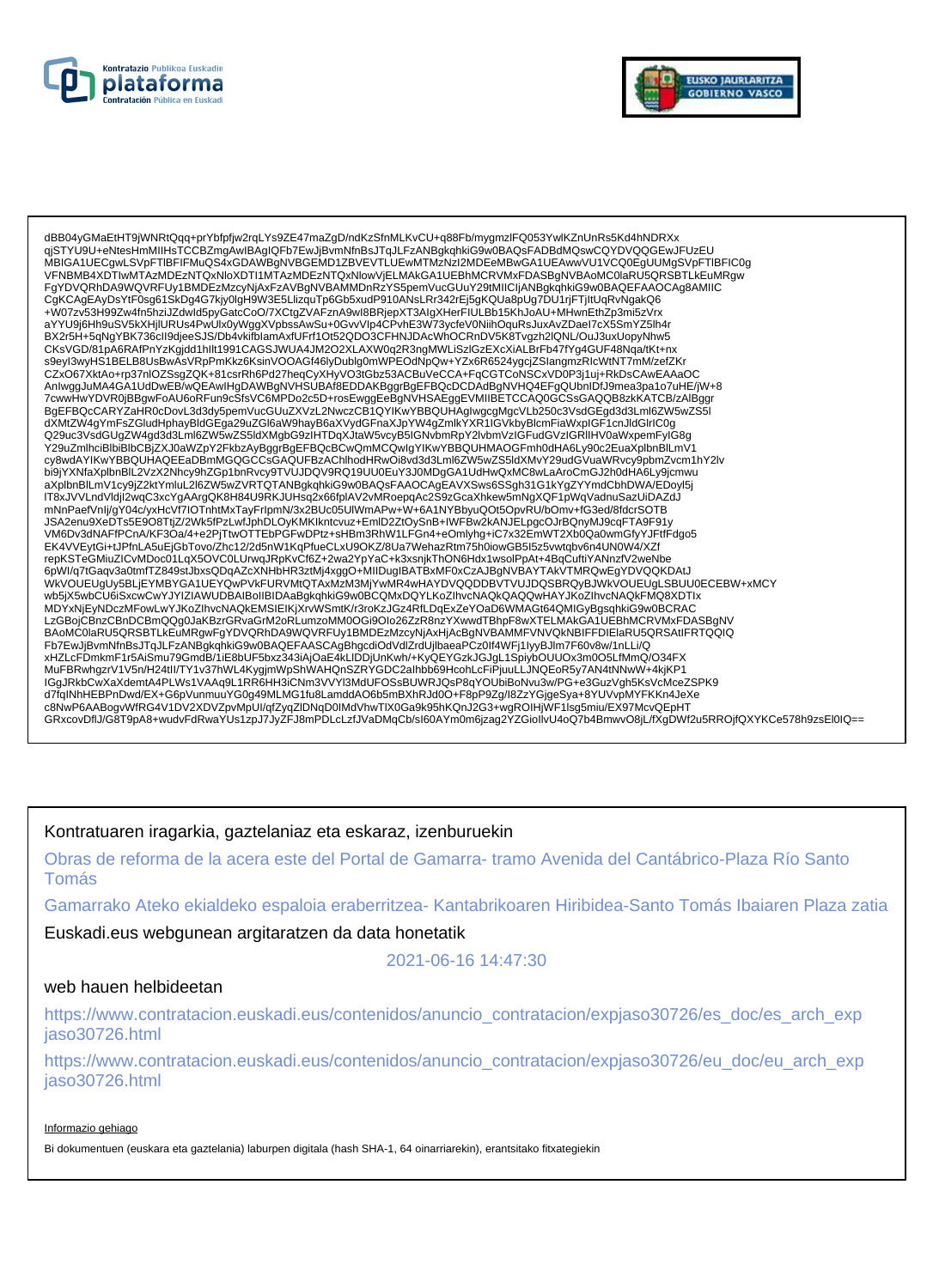dBB04yGMaEtHT9jWNRtQqq+prYbfpfjw2rqLYs9ZE47maZgD/ndKzSfnMLKvCU+q88Fb/mygmzlFQ053YwlKZnUnRs5Kd4hNDRXx
qjSTYU9U+eNtesHmMIIHsTCCBZmgAwIBAgIQFb7EwJjBvmNfnBsJTqJLFzANBgkqhkiG9w0BAQsFADBdMQswCQYDVQQGEwJFUzEU
MBIGA1UECgwLSVpFTlBFIFMuQS4xGDAWBgNVBGEMD1ZBVEVTLUEwMTMzNzI2MDEeMBwGA1UEAwwVU1VCQ0EgUUMgSVpFTlBFIC0g
VFNBMB4XDTIwMTAzMDEzNTQxNloXDTI1MTAzMDEzNTQxNlowVjELMAkGA1UEBhMCRVMxFDASBgNVBAoMC0laRU5QRSBTLkEuMRgw
FgYDVQRhDA9WQVRFUy1BMDEzMzcyNjAxFzAVBgNVBAMMDnRzYS5pemVucGUuY29tMIICIjANBgkqhkiG9w0BAQEFAAOCAg8AMIIC
CgKCAgEAyDsYtF0sg61SkDg4G7kjy0lgH9W3E5LlizquTp6Gb5xudP910ANsLRr342rEj5gKQUa8pUg7DU1rjFTjItUqRvNgakQ6
+W07zv53H99Zw4fn5hziJZdwld5pyGatcCoO/7XCtgZVAFznA9wI8BRjepXT3AIgXHerFIULBb15KhJoAU+MHwnEthZp3mi5zVrx
aYYU9j6Hh9uSV5kXHjlURUs4PwUlx0yWggXVpbssAwSu+0GvvVlp4CPvhE3W73ycfeV0NiihOquRsJuxAvZDael7cX5SmYZ5lh4r
BX2r5H+5qNgYBK736cIl9djeeSJS/Db4vkifblamAxfUFrf1Ot52QDO3CFHNJDAcWhOCRnDV5K8Tvgzh2lQNL/OuJ3uxUopyNhw5
CKsVGD/81pA6RAfPnYzKgjdd1hllt1991CAGSJWUA4JM2O2XLAXW0q2R3ngMWLiSzlGzEXcXiALBrFb47fYg4GUF48Nqa/tKt+nx
s9eyI3wyHS1BELB8UsBwAsVRpPmKkz6KsinVOOAGf46lyDublg0mWPEOdNpQw+YZx6R6524ygcjZSIangmzRIcWtNT7mM/zefZKr
CZxO67XktAo+rp37nlOZSsgZQK+81csrRh6Pd27heqCyXHyVO3tGbz53ACBuVeCCA+FqCGTCoNSCxVD0P3j1uj+RkDsCAwEAAaOC
AnIwggJuMA4GA1UdDwEB/wQEAwIHgDAWBgNVHSUBAf8EDDAKBggrBgEFBQcDCDAdBgNVHQ4EFgQUbnIDfJ9mea3pa1o7uHE/jW+8
7cwwHwYDVR0jBBgwFoAU6oRFun9cSfsVC6MPDo2c5D+rosEwggEeBgNVHSAEggEVMIIBETCCAQ0GCSsGAQQB8zkKATCB/zAlBggr
BgEFBQcCARYZaHR0cDovL3d3dy5pemVucGUuZXVzL2NwczCB1QYIKwYBBQUHAgIwgcgMgcVLb250c3VsdGEgd3d3Lml6ZW5wZS5l
dXMtZW4gYmFsZGludHphayBldGEga29uZGl6aW9hayB6aXVydGFnaXJpYW4gZmlkYXR1IGVkbyBlcmFiaWxpIGF1cnJldGlrIC0g
Q29uc3VsdGUgZW4gd3d3Lml6ZW5wZS5ldXMgbG9zIHTDqXJtaW5vcyB5IGNvbmRpY2lvbmVzIGFudGVzIGRlIHV0aWxpemFyIG8g
Y29uZmlhciBlbiBlbCBjZXJ0aWZpY2FkbzAyBggrBgEFBQcBCwQmMCQwIgYIKwYBBQUHMAOGFmh0dHA6Ly90c2EuaXplbnBlLmV1
cy8wdAYIKwYBBQUHAQEEaDBmMGQGCCsGAQUFBzAChlhodHRwOi8vd3d3Lml6ZW5wZS5ldXMvY29udGVuaWRvcy9pbmZvcm1hY2lv
bi9jYXNfaXplbnBlL2VzX2Nhcy9hZGp1bnRvcy9TVUJDQV9RQ19UU0EuY3J0MDgGA1UdHwQxMC8wLaAroCmGJ2h0dHA6Ly9jcmwu
aXplbnBlLmV1cy9jZ2ktYmluL2l6ZW5wZVRTQTANBgkqhkiG9w0BAQsFAAOCAgEAVXSws6SSgh31G1kYgZYYmdCbhDWA/EDoyl5j
lT8xJVVLndVldjl2wqC3xcYgAArgQK8H84U9RKJUHsq2x66fplAV2vMRoepqAc2S9zGcaXhkew5mNgXQF1pWqVadnuSazUiDAZdJ
mNnPaefVnIj/gY04c/yxHcVf7IOTnhtMxTayFrlpmN/3x2BUc05UlWmAPw+W+6A1NYBbyuQOt5OpvRU/bOmv+fG3ed/8fdcrSOTB
JSA2enu9XeDTs5E9O8TtjZ/2Wk5fPzLwfJphDLOyKMKlkntcvuz+EmlD2ZtOySnB+IWFBw2kANJELpgcOJrBQnyMJ9cqFTA9F91y
VM6Dv3dNAFfPCnA/KF3Oa/4+e2PjTtwOTTEbPGFwDPtz+sHBm3RhW1LFGn4+eOmlyhg+iC7x32EmWT2Xb0Qa0wmGfyYJFtfFdgo5
EK4VVEytGi+tJPfnLA5uEjGbTovo/Zhc12/2d5nW1KqPfueCLxU9OKZ/8Ua7WehazRtm75h0iowGB5I5z5vwtqbv6n4UN0W4/XZf
repKSTeGMiuZlCvMDoc01LqX5OVC0LUrwqJRpKvCf6Z+2wa2YpYaC+k3xsnjkThON6Hdx1wsolPpAt+4BqCuftiYANnzfV2weNbe
6pWI/q7tGaqv3a0tmfTZ849stJbxsQDqAZcXNHbHR3ztMj4xggO+MIIDugIBATBxMF0xCzAJBgNVBAYTAkVTMRQwEgYDVQQKDAtJ
WkVOUEUgUy5BLjEYMBYGA1UEYQwPVkFURVMtQTAxMzM3MjYwMR4wHAYDVQQDDBVTVUJDQSBRQyBJWkVOUEUgLSBUU0ECEBW+xMCY
wb5jX5wbCU6iSxcwCwYJYIZIAWUDBAIBoIIBIDAaBgkqhkiG9w0BCQMxDQYLKoZIhvcNAQkQAQQwHAYJKoZIhvcNAQkFMQ8XDTIx
MDYxNjEyNDczMFowLwYJKoZIhvcNAQkEMSIEIKjXrvWSmtK/r3roKzJGz4RfLDqExZeYOaD6WMAGt64QMIGyBgsqhkiG9w0BCRAC
LzGBojCBnzCBnDCBmQQg0JaKBzrGRvaGrM2oRLumzoMM0OGi9OIo26ZzR8nzYXwwdTBhpF8wXTELMAkGA1UEBhMCRVMxFDASBgNV
BAoMC0laRU5QRSBTLkEuMRgwFgYDVQRhDA9WQVRFUy1BMDEzMzcyNjAxHjAcBgNVBAMMFVNVQkNBIFFDIElaRU5QRSAtIFRTQQIQ
Fb7EwJjBvmNfnBsJTqJLFzANBgkqhkiG9w0BAQEFAASCAgBhgcdiOdVdlZrdUjlbaeaPCz0lf4WFj1lyyBJlm7F60v8w/1nLLi/Q
xHZLcFDmkmF1r5AiSmu79GmdB/1iE8bUF5bxz343iAjOaE4kLIDDjUnKwh/+KyQEYGzkJGJgL1SpiybOUUOx3m0O5LfMmQ/O34FX
MuFBRwhgzrV1V5n/H24tlI/TY1v37hWL4KygjmWpShWAHQnSZRYGDC2aIhbb69HcohLcFiPjuuLLJNQEoR5y7AN4tNNwW+4kjKP1
IGgJRkbCwXaXdemtA4PLWs1VAAq9L1RR6HH3iCNm3VVYl3MdUFOSsBUWRJQsP8qYOUbiBoNvu3w/PG+e3GuzVgh5KsVcMceZSPK9
d7fqINhHEBPnDwd/EX+G6pVunmuuYG0g49MLMG1fu8LamddAO6b5mBXhRJd0O+F8pP9Zg/I8ZzYGjgeSya+8YUVvpMYFKKn4JeXe
c8NwP6AABogvWfRG4V1DV2XDVZpvMpUl/qfZyqZlDNqD0lMdVhwTlX0Ga9k95hKQnJ2G3+wgROIHjWF1lsg5miu/EX97McvQEpHT
GRxcovDflJ/G8T9pA8+wudvFdRwaYUs1zpJ7JyZFJ8mPDLcLzfJVaDMqCb/sI60AYm0m6jzag2YZGiollvU4oQ7b4BmwvO8jL/fXgDWf2u5RROjfQXYKCe578h9zsEl0IQ==

Kontratuaren iragarkia, gaztelaniaz eta eskaraz, izenburuekin

Obras de reforma de la acera este del Portal de Gamarra- tramo Avenida del Cantábrico-Plaza Río Santo Tomás

Gamarrako Ateko ekialdeko espaloia eraberritzea- Kantabrikoaren Hiribidea-Santo Tomás Ibaiaren Plaza zatia

Euskadi.eus webgunean argitaratzen da data honetatik

2021-06-16 14:47:30

web hauen helbideetan

https://www.contratacion.euskadi.eus/contenidos/anuncio_contratacion/expjaso30726/es_doc/es_arch_expjaso30726.html

https://www.contratacion.euskadi.eus/contenidos/anuncio_contratacion/expjaso30726/eu_doc/eu_arch_expjaso30726.html

Informazio gehiago

Bi dokumentuen (euskara eta gaztelania) laburpen digitala (hash SHA-1, 64 oinarriarekin), erantsitako fitxategiekin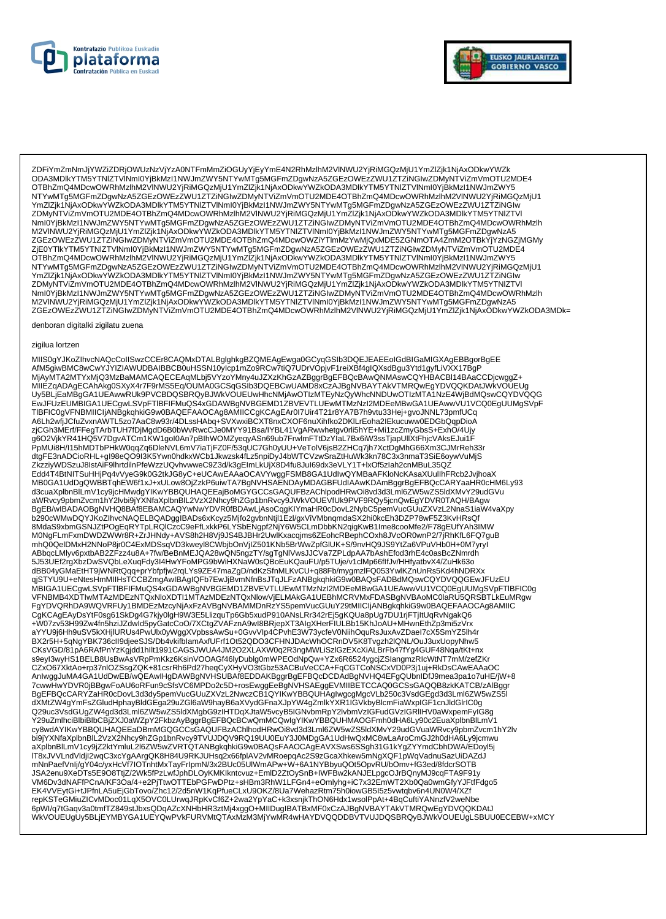ZDFiYmZmNmJjYWZiZDRjOWUzNzVjYzA0NTFmMmZiOGUyYjEyYmE4N2RhMzlhM2VlNWU2YjRiMGQzMjU1YmZlZjk1NjAxODkwYWZk
ODA3MDlkYTM5YTNlZTVlNmI0YjBkMzI1NWJmZWY5NTYwMTg5MGFmZDgwNzA5ZGEzOWEzZWU1ZTZiNGIwZDMyNTViZmVmOTU2MDE4
OTBhZmQ4MDcwOWRhMzlhM2VlNWU2YjRiMGQzMjU1YmZlZjk1NjAxODkwYWZkODA3MDlkYTM5YTNlZTVlNmI0YjBkMzI1NWJmZWY5
NTYwMTg5MGFmZDgwNzA5ZGEzOWEzZWU1ZTZiNGIwZDMyNTViZmVmOTU2MDE4OTBhZmQ4MDcwOWRhMzlhM2VlNWU2YjRiMGQzMjU1
YmZlZjk1NjAxODkwYWZkODA3MDlkYTM5YTNlZTVlNmI0YjBkMzI1NWJmZWY5NTYwMTg5MGFmZDgwNzA5ZGEzOWEzZWU1ZTZiNGIw
ZDMyNTViZmVmOTU2MDE4OTBhZmQ4MDcwOWRhMzlhM2VlNWU2YjRiMGQzMjU1YmZlZjk1NjAxODkwYWZkODA3MDlkYTM5YTNlZTVl
NmI0YjBkMzI1NWJmZWY5NTYwMTg5MGFmZDgwNzA5ZGEzOWEzZWU1ZTZiNGIwZDMyNTViZmVmOTU2MDE4OTBhZmQ4MDcwOWRhMzlh
M2VlNWU2YjRiMGQzMjU1YmZlZjk1NjAxODkwYWZkODA3MDlkYTM5YTNlZTVlNmI0YjBkMzI1NWJmZWY5NTYwMTg5MGFmZDgwNzA5
ZGEzOWEzZWU1ZTZiNGIwZDMyNTViZmVmOTU2MDE4OTBhZmQ4MDcwOWZiYTlmMzYwMjQxMDE5ZGNmOTA4ZmM2OTBkYjYzNGZjMGMy
ZjE0YTlkYTM5YTNlZTVlNmI0YjBkMzI1NWJmZWY5NTYwMTg5MGFmZDgwNzA5ZGEzOWEzZWU1ZTZiNGIwZDMyNTViZmVmOTU2MDE4
OTBhZmQ4MDcwOWRhMzlhM2VlNWU2YjRiMGQzMjU1YmZlZjk1NjAxODkwYWZkODA3MDlkYTM5YTNlZTVlNmI0YjBkMzI1NWJmZWY5
NTYwMTg5MGFmZDgwNzA5ZGEzOWEzZWU1ZTZiNGIwZDMyNTViZmVmOTU2MDE4OTBhZmQ4MDcwOWRhMzlhM2VlNWU2YjRiMGQzMjU1
YmZlZjk1NjAxODkwYWZkODA3MDlkYTM5YTNlZTVlNmI0YjBkMzI1NWJmZWY5NTYwMTg5MGFmZDgwNzA5ZGEzOWEzZWU1ZTZiNGIw
ZDMyNTViZmVmOTU2MDE4OTBhZmQ4MDcwOWRhMzlhM2VlNWU2YjRiMGQzMjU1YmZlZjk1NjAxODkwYWZkODA3MDlkYTM5YTNlZTVl
NmI0YjBkMzI1NWJmZWY5NTYwMTg5MGFmZDgwNzA5ZGEzOWEzZWU1ZTZiNGIwZDMyNTViZmVmOTU2MDE4OTBhZmQ4MDcwOWRhMzlh
M2VlNWU2YjRiMGQzMjU1YmZlZjk1NjAxODkwYWZkODA3MDlkYTM5YTNlZTVlNmI0YjBkMzI1NWJmZWY5NTYwMTg5MGFmZDgwNzA5
ZGEzOWEzZWU1ZTZiNGIwZDMyNTViZmVmOTU2MDE4OTBhZmQ4MDcwOWRhMzlhM2VlNWU2YjRiMGQzMjU1YmZlZjk1NjAxODkwYWZkODA3MDk=

denboran digitalki zigilatu zuena

zigilua lortzen

MIIS0gYJKoZIhvcNAQcCoIISwzCCEr8CAQMxDTALBglghkgBZQMEAgEwga0GCyqGSIb3DQEJEAEEoIGdBIGaMIGXAgEBBgorBgEE
AfM5giwBMC8wCwYJYIZIAWUDBAIBBCB0uHSSN10yIcp1mZo9RCw7tiQ7UDrVOpjvF1reiXBf4gIQXsdBgu3Ytd1gyfLiVXX17BgP
MjAyMTA2MTYxMjQ3MzBaMAMCAQECEAqMLbj5VYzoYMny4uJZXzKhGzAZBggrBgEFBQcBAwQNMAswCQYHBACBl14BAaCCDjcwggZ+
MIIEZqADAgECAhAkg0SXyX4r7F9rMS5Eq/OUMA0GCSqGSIb3DQEBCwUAMD8xCzAJBgNVBAYTAkVTMRQwEgYDVQQKDAtJWkVOUEUg
Uy5BLjEaMBgGA1UEAwwRUk9PVCBDQSBRQyBJWkVOUEUwHhcNMjAwOTIzMTEyNzQyWhcNNDUwOTIzMTA1NzE4WjBdMQswCQYDVQQG
EwJFUzEUMBIGA1UECgwLSVpFTlBFIFMuQS4xGDAWBgNVBGEMD1ZBVEVTLUEwMTMzNzI2MDEeMBwGA1UEAwwVU1VCQ0EgUUMgSVpF
TlBFIC0gVFNBMIICIjANBgkqhkiG9w0BAQEFAAOCAg8AMIICCgKCAgEAr0I7Uir4T21r8YA7B7h9vtu33Hej+gvoJNNL73pmfUCq
A6Lh2wfjJCfuZvxnAWTL5zo7AaC8w93r/4DLssHAbq+SVXwxiBCXT8nxCXOF6nuXihfko2DKlLrEoha2IEkucuww0EDGbQqpDioA
zjCGh3MErf/FFegTArbTUH7fDjMgdD6B0bWvRwcCJe0MYY91Bsa/lYBL41VgARwwhetgv0rli5hYE+Mi1zcZmyGbsS+ExhO/4Ujy
g6O2VjkYR41HQ5V7DgvATCm1KW1goI0An7pBIhWOMZyeqyASn69ub7FrwlmFTtDzYIaL7Bx6iW3ssTjapUllXtFhjcVAksEJui1F
PpMUi8H/I15hMDTbPHkW0qqZq6DleNVL6mV7iaTjFZ0F/53qUC7Gh0yUU+VeTolV6jsB2ZHCq7jh7XctDgMhG66Xm3CJMrReh33r
dtgFE3nADCioRHL+gI98eQO9I3K5Ywn0hdkxWCb1Jkwzsk4fLz5npiDyJ4bWTCVzwSraZtHuWk3kn78C3x3nmaT3SiE6oywVuMjS
ZkzziyWDSzuJ8IstAiF9lhrtdilnPfeWzzUQvhvwweC9Z3d/k3gEImLkUjX8D4fu8Jul69dx3eVLY1T+lxOf5zIah2cnMBuL35QZ
Edd4T4BtNITSuHHjPq4vVyeG9k0G2tkJG8yC+eUCAwEAAaOCAVYwggFSMB8GA1UdIwQYMBaAFKloNcKAsaXUullhFRcb2JvjhoaX
MB0GA1UdDgQWBBTqhEW6f1xJ+xULow8OjZzkP6uiwTA7BgNVHSAENDAyMDAGBFUdIAAwKDAmBggrBgEFBQcCARYaaHR0cHM6Ly93
d3cuaXplbnBlLmV1cy9jcHMwdgYIKwYBBQUHAQEEajBoMGYGCCsGAQUFBzAChlpodHRwOi8vd3d3Lml6ZW5wZS5ldXMvY29udGVu
aWRvcy9pbmZvcm1hY2lvbi9jYXNfaXplbnBlL2VzX2Nhcy9hZGp1bnRvcy9JWkVOUEVfUk9PVF9RQy5jcnQwEgYDVR0TAQH/BAgw
BgEB/wIBADAOBgNVHQ8BAf8EBAMCAQYwNwYDVR0fBDAwLjAsoCqgKIYmaHR0cDovL2NybC5pemVucGUuZXVzL2NnaS1iaW4vaXpy
b290cWMwDQYJKoZIhvcNAQELBQADggIBADs6xKcyz5Mjfo2gvbnNtjl1EzI/gxViVMbnqmdaSX2hi0kcEh3DZP78wF5Z3KvHRsQf
8MdaS9xbmGSNJZtPOgEqRYTpLRQlCzcC9eFfLxkkP6LYSbENgpf2NjY6W5CLmDbbKN2qigKwB1Ime8cooMfe2/F78gEUfYAh3IMW
M0NgFLmFxmDWDZWWr8R+ZrJHNdy+AVS8h2H8Vj9JS4BJBHr2UwlKxacqjms6ZEohcRBephCOxh8JVcOR0wnP2/7jRhKfL6FQ7guB
mhQ0QelDMxH2NNoP8jr0C4ExMDSsqVD3kweyl8CWbjbOnVjIZ501KNb5BrWwZpfGlUK+S/9nvHQ9JS9YtZa6VPuVHb0H+0M7yryl
ABbqcLMlyv6pxtbAB2ZFzz4u8A+7fw/BeBnMEJQA28wQN5ngzTY/sgTgNlVwsJJCVa7ZPLdpAA7bAshEfod3rhE4c0asBcZNmrdh
5J53UEf2rgXbzDwSVQbLeXuqFdy3I4HwYFoMPG9bWiHXNaW0sQBoEuKQauFU/p5TUje/v1clMp66fIfJv/HHfyatbvX4/ZuHk63o
dBB04yGMaEtHT9jWNRtQqq+prYbfpfjw2rqLYs9ZE47maZgD/ndKzSfnMLKvCU+q88Fb/mygmzlFQ053YwlKZnUnRs5Kd4hNDRXx
qjSTYU9U+eNtesHmMIIHsTCCBZmgAwIBAgIQFb7EwJjBvmNfnBsJTqJLFzANBgkqhkiG9w0BAQsFADBdMQswCQYDVQQGEwJFUzEU
MBIGA1UECgwLSVpFTlBFIFMuQS4xGDAWBgNVBGEMD1ZBVEVTLUEwMTMzNzI2MDEeMBwGA1UEAwwVU1VCQ0EgUUMgSVpFTlBFIC0g
VFNBMB4XDTIwMTAzMDEzNTQxNloXDTI1MTAzMDEzNTQxNlowVjELMAkGA1UEBhMCRVMxFDASBgNVBAoMC0laRU5QRSBTLkEuMRgw
FgYDVQRhDA9WQVRFUy1BMDEzMzcyNjAxFzAVBgNVBAMMDnRzYS5pemVucGUuY29tMIICIjANBgkqhkiG9w0BAQEFAAOCAg8AMIIC
CgKCAgEAyDsYtF0sg61SkDg4G7kjy0lgH9W3E5LlizquTp6Gb5xudP910ANsLRr342rEj5gKQUa8pUg7DU1rjFTjItUqRvNgakQ6
+W07zv53H99Zw4fn5hziJZdwld5pyGatcCoO/7XCtgZVAFznA9wI8BRjepXT3AIgXHerFIULBb15KhJoAU+MHwnEthZp3mi5zVrx
aYYU9j6Hh9uSV5kXHjlURUs4PwUlx0yWggXVpbssAwSu+0GvvVIp4CPvhE3W73ycfeV0NiihOquRsJuxAvZDaeI7cX5SmYZ5lh4r
BX2r5H+5qNgYBK736cII9djeeSJS/Db4vkifbIamAxfUFrf1Ot52QDO3CFHNJDAcWhOCRnDV5K8Tvgzh2lQNL/OuJ3uxUopyNhw5
CKsVGD/81pA6RAfPnYzKgjdd1hllt1991CAGSJWUA4JM2O2XLAXW0q2R3ngMWLiSzlGzEXcXiALBrFb47fYg4GUF48Nqa/tKt+nx
s9eyI3wyHS1BELB8UsBwAsVRpPmKkz6KsinVOOAGf46lyDublg0mWPEOdNpQw+YZx6R6524ygcjZSIangmzRIcWtNT7mM/zefZKr
CZxO67XktAo+rp37nlOZSsgZQK+81csRh6Pd27heqCyXHyVO3tGbz53ACBuVeCCA+FqCGTCoNSCxVD0P3j1uj+RkDsCAwEAAaOC
AnIwggJuMA4GA1UdDwEB/wQEAwIHgDAWBgNVHSUBAf8EDDAKBggrBgEFBQcDCDAdBgNVHQ4EFgQUbnlDfJ9mea3pa1o7uHE/jW+8
7cwwHwYDVR0jBBgwFoAU6oRFun9cSfsVC6MPDo2c5D+rosEwggEeBgNVHSAEggEVMIIBETCCAQ0GCSsGAQQB8zkKATCB/zAlBggr
BgEFBQcCARYaaHR0cDovL3d3dy5pemVucGUuZXVzL2NwczCB1QYIKwYBBQUHAgIwgcgMgcVLb250c3VsdGEgd3d3Lml6ZW5wZS5l
dXMtZW4gYmFsZGludHphyBldGEga29uZGl6aW9hayB6aXVydGFnaXJpYW4gZmlkYXR1IGVkbyBlcmFiaWxpIGF1cnJldGlrIC0g
Q29uc3VsdGUgZW4gd3d3Lml6ZW5wZS5ldXMgbG9zIHTDqXJtaW5vcyB5IGNvbmRpY2lvbmVzIGFudGVzIGRlIHV0aWxpemFyIG8g
Y29uZmlhciBlbiBlbCBjZXJ0aWZpY2FkbzAyBggrBgEFBQcBCwQmMCQwIgYIKwYBBQUHMAOGFmh0dHA6Ly90c2EuaXplbnBlLmV1
cy8wdAYIKwYBBQUHAQEEaDBmMGQGCCsGAQUFBzAChlhodHRwOi8vd3d3Lml6ZW5wZS5ldXMvY29udGVuaWRvcy9pbmZvcm1hY2lv
bi9jYXNfaXplbnBlL2VzX2Nhcy9hZGp1bnRvcy9TVUJDQV9RQ19UU0EuY3J0MDgGA1UdHwQxMC8wLaAroCmGJ2h0dHA6Ly9jcmwu
aXplbnBlLmV1cy9jZ2ktYmluL2l6ZW5wZVRTQTANBgkqhkiG9w0BAQsFAAOCAgEAVXSws6SSgh31G1kYgZYYmdCbhDWA/EDoyl5j
lT8xJVVLndVldjI2wqC3xcYgAArgQK8H84U9RKJUHsq2x66fplAV2vMRoepqAc2S9zGcaXhkew5mNgXQF1pWqVadnuSazUiDAZdJ
mNnPaefVnIj/gY04c/yxHcVf7IOTnhtMxTayFrIpmN/3x2BUc05UlWmAPw+W+6A1NYBbyuQOt5OpvRU/bOmv+fG3ed/8fdcrSOTB
JSA2enu9XeDTs5E9O8TtjZ/2Wk5fPzLwfJphDLOyKMKIkntcvuz+EmlD2ZtOySnB+IWFBw2kANJELpgcOJrBQnyMJ9cqFTA9F91y
VM6Dv3dNAFfPCnA/KF3Oa/4+e2PjTtwOTTEbPGFwDPtz+sHBm3RhW1LFGn4+eOmlyhg+iC7x32EmWT2Xb0Qa0wmGfyYJFtfFdgo5
EK4VVEytGi+tJPfnLA5uEjGbTovo/Zhc12/2d5nW1KqPfueCLxU9OKZ/8Ua7WehazRtm75h0iowGB5I5z5vwtqbv6n4UN0W4/XZf
repKSTeGMiuZICvMDoc01LqX5OVC0LUrwqJRpKvCf6Z+2wa2YpYaC+k3xsnjkThON6Hdx1wsolPpAt+4BqCuftiYANnzfV2weNbe
6pWI/q7tGaqv3a0tmfTZ849stJbxsQDqAZcXNHbHR3ztMj4xggO+MIIDugIBATBxMF0xCzAJBgNVBAYTAkVTMRQwEgYDVQQKDAtJ
WkVOUEUgUy5BLjEYMBYGA1UEYQwPVkFURVMtQTAxMzM3MjYwMR4wHAYDVQQDDBVTVUJDQSBRQyBJWkVOUEUgLSBUU0ECEBW+xMCY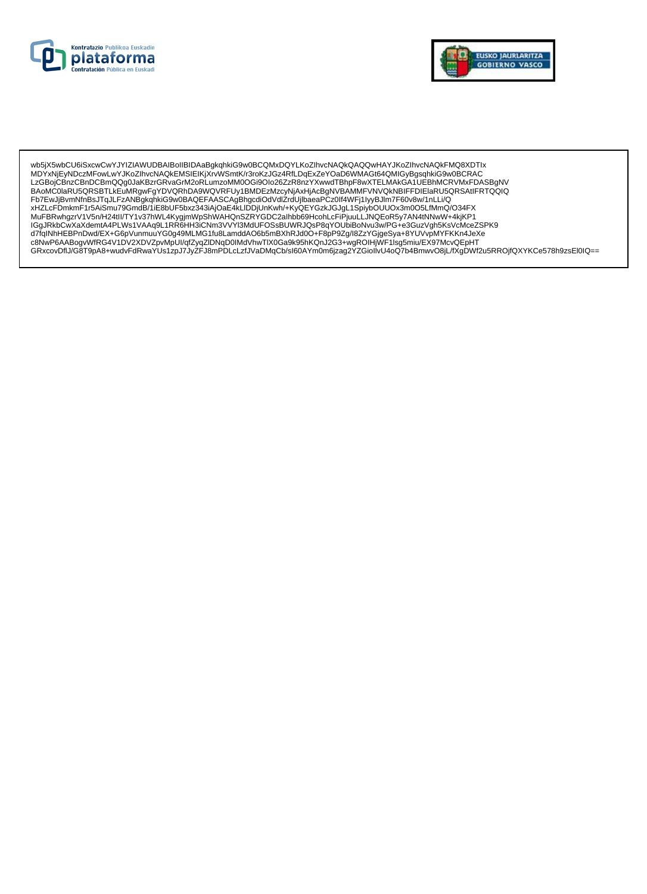```
wb5jX5wbCU6iSxcwCwYJYIZIAWUDBAIBoIIBIDAaBgkqhkiG9w0BCQMxDQYLKoZIhvcNAQkQAQQwHAYJKoZIhvcNAQkFMQ8XDTIx
MDYxNjEyNDczMFowLwYJKoZIhvcNAQkEMSIEIKjXrvWSmtK/r3roKzJGz4RfLDqExZeYOaD6WMAGt64QMIGyBgsqhkiG9w0BCRAC
LzGBojCBnzCBnDCBmQQg0JaKBzrGRvaGrM2oRLumzoMM0OGi9OIo26ZzR8nzYXwwdTBhpF8wXTELMAkGA1UEBhMCRVMxFDASBgNV
BAoMC0laRU5QRSBTLkEuMRgwFgYDVQRhDA9WQVRFUy1BMDEzMzcyNjAxHjAcBgNVBAMMFVNVQkNBIFFDIElaRU5QRSAtIFRTQQIQ
Fb7EwJjBvmNfnBsJTqJLFzANBgkqhkiG9w0BAQEFAASCAgBhgcdiOdVdlZrdUjlbaeaPCz0If4WFj1IyyBJlm7F60v8w/1nLLi/Q
xHZLcFDmkmF1r5AiSmu79GmdB/1iE8bUF5bxz343iAjOaE4kLIDDjUnKwh/+KyQEYGzkJGJgL1SpiybOUUOx3m0O5LfMmQ/O34FX
MuFBRwhgzrV1V5n/H24tIl/TY1v37hWL4KygjmWpShWAHQnSZRYGDC2aIhbb69HcohLcFiPjuuLLJNQEoR5y7AN4tNNwW+4kjKP1
IGgJRkbCwXaXdemtA4PLWs1VAAq9L1RR6HH3iCNm3VVYl3MdUFOSsBUWRJQsP8qYOUbiBoNvu3w/PG+e3GuzVgh5KsVcMceZSPK9
d7fqINhHEBPnDwd/EX+G6pVunmuuYG0g49MLMG1fu8LamddAO6b5mBXhRJd0O+F8pP9Zg/I8ZzYGjgeSya+8YUVvpMYFKKn4JeXe
c8NwP6AABogvWfRG4V1DV2XDVZpvMpUI/qfZyqZlDNqD0IMdVhwTIX0Ga9k95hKQnJ2G3+wgROIHjWF1lsg5miu/EX97McvQEpHT
GRxcovDflJ/G8T9pA8+wudvFdRwaYUs1zpJ7JyZFJ8mPDLcLzfJVaDMqCb/sI60AYm0m6jzag2YZGioIlvU4oQ7b4BmwvO8jL/fXgDWf2u5RROjfQXYKCe578h9zsEl0IQ==
```